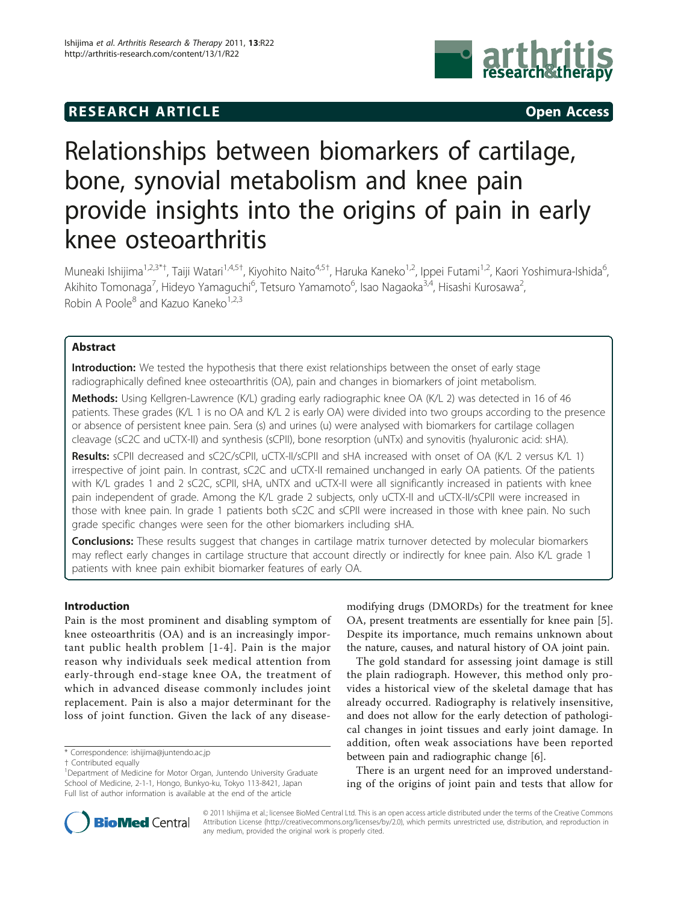**RESEARCH ARTICLE** **Open Access**

# Relationships between biomarkers of cartilage, bone, synovial metabolism and knee pain provide insights into the origins of pain in early knee osteoarthritis

Muneaki Ishijima[1,2,3*†], Taiji Watari[1,4,5†], Kiyohito Naito[4,5†], Haruka Kaneko[1,2], Ippei Futami[1,2], Kaori Yoshimura-Ishida[6], Akihito Tomonaga[7], Hideyo Yamaguchi[6], Tetsuro Yamamoto[6], Isao Nagaoka[3,4], Hisashi Kurosawa[2], Robin A Poole[8] and Kazuo Kaneko[1,2,3]

## Abstract

**Introduction:** We tested the hypothesis that there exist relationships between the onset of early stage radiographically defined knee osteoarthritis (OA), pain and changes in biomarkers of joint metabolism.

**Methods:** Using Kellgren-Lawrence (K/L) grading early radiographic knee OA (K/L 2) was detected in 16 of 46 patients. These grades (K/L 1 is no OA and K/L 2 is early OA) were divided into two groups according to the presence or absence of persistent knee pain. Sera (s) and urines (u) were analysed with biomarkers for cartilage collagen cleavage (sC2C and uCTX-II) and synthesis (sCPII), bone resorption (uNTx) and synovitis (hyaluronic acid: sHA).

**Results:** sCPII decreased and sC2C/sCPII, uCTX-II/sCPII and sHA increased with onset of OA (K/L 2 versus K/L 1) irrespective of joint pain. In contrast, sC2C and uCTX-II remained unchanged in early OA patients. Of the patients with K/L grades 1 and 2 sC2C, sCPII, sHA, uNTX and uCTX-II were all significantly increased in patients with knee pain independent of grade. Among the K/L grade 2 subjects, only uCTX-II and uCTX-II/sCPII were increased in those with knee pain. In grade 1 patients both sC2C and sCPII were increased in those with knee pain. No such grade specific changes were seen for the other biomarkers including sHA.

**Conclusions:** These results suggest that changes in cartilage matrix turnover detected by molecular biomarkers may reflect early changes in cartilage structure that account directly or indirectly for knee pain. Also K/L grade 1 patients with knee pain exhibit biomarker features of early OA.

## Introduction

Pain is the most prominent and disabling symptom of knee osteoarthritis (OA) and is an increasingly important public health problem [1-4]. Pain is the major reason why individuals seek medical attention from early-through end-stage knee OA, the treatment of which in advanced disease commonly includes joint replacement. Pain is also a major determinant for the loss of joint function. Given the lack of any disease-modifying drugs (DMORDs) for the treatment for knee OA, present treatments are essentially for knee pain [5]. Despite its importance, much remains unknown about the nature, causes, and natural history of OA joint pain.

The gold standard for assessing joint damage is still the plain radiograph. However, this method only provides a historical view of the skeletal damage that has already occurred. Radiography is relatively insensitive, and does not allow for the early detection of pathological changes in joint tissues and early joint damage. In addition, often weak associations have been reported between pain and radiographic change [6].

There is an urgent need for an improved understanding of the origins of joint pain and tests that allow for

* Correspondence: ishijima@juntendo.ac.jp

† Contributed equally

[1]Department of Medicine for Motor Organ, Juntendo University Graduate School of Medicine, 2-1-1, Hongo, Bunkyo-ku, Tokyo 113-8421, Japan

Full list of author information is available at the end of the article

© 2011 Ishijima et al.; licensee BioMed Central Ltd. This is an open access article distributed under the terms of the Creative Commons Attribution License (http://creativecommons.org/licenses/by/2.0), which permits unrestricted use, distribution, and reproduction in any medium, provided the original work is properly cited.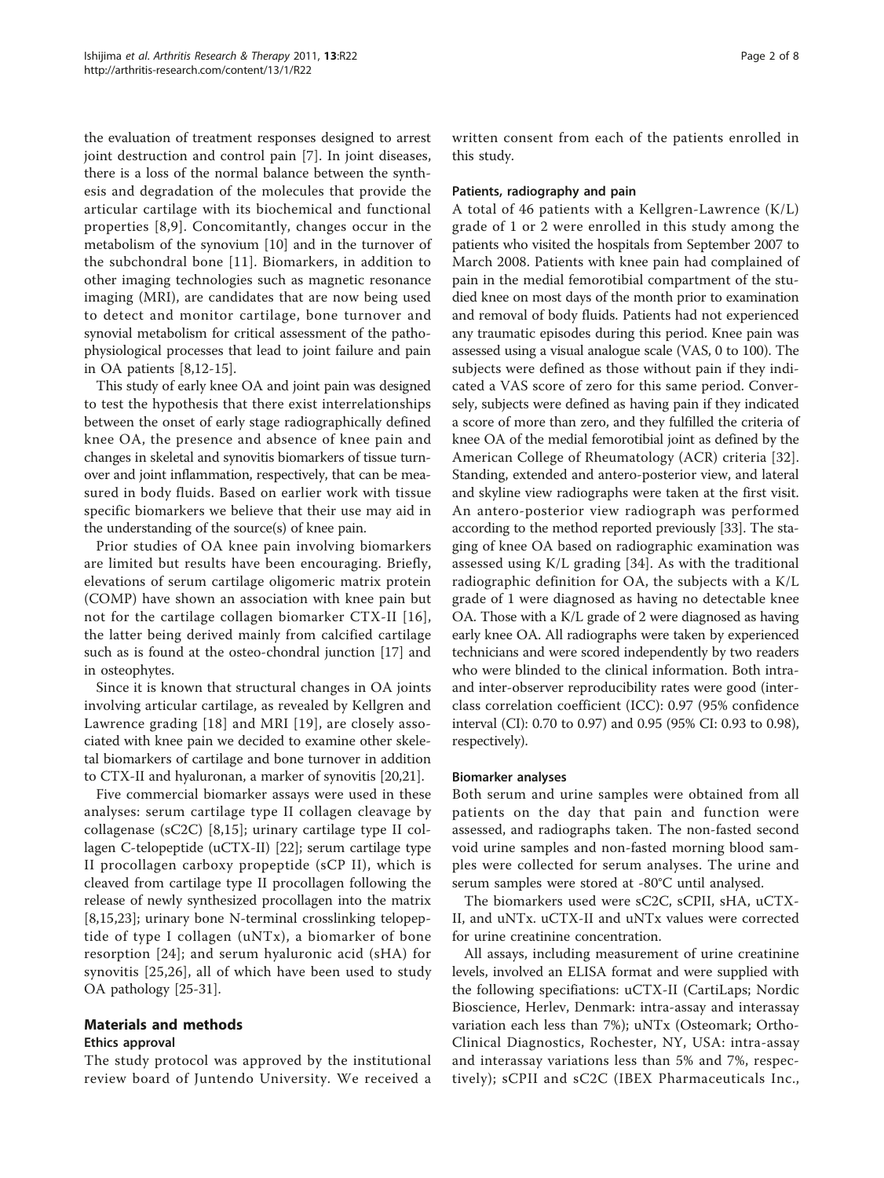the evaluation of treatment responses designed to arrest joint destruction and control pain [7]. In joint diseases, there is a loss of the normal balance between the synthesis and degradation of the molecules that provide the articular cartilage with its biochemical and functional properties [8,9]. Concomitantly, changes occur in the metabolism of the synovium [10] and in the turnover of the subchondral bone [11]. Biomarkers, in addition to other imaging technologies such as magnetic resonance imaging (MRI), are candidates that are now being used to detect and monitor cartilage, bone turnover and synovial metabolism for critical assessment of the pathophysiological processes that lead to joint failure and pain in OA patients [8,12-15].

This study of early knee OA and joint pain was designed to test the hypothesis that there exist interrelationships between the onset of early stage radiographically defined knee OA, the presence and absence of knee pain and changes in skeletal and synovitis biomarkers of tissue turnover and joint inflammation, respectively, that can be measured in body fluids. Based on earlier work with tissue specific biomarkers we believe that their use may aid in the understanding of the source(s) of knee pain.

Prior studies of OA knee pain involving biomarkers are limited but results have been encouraging. Briefly, elevations of serum cartilage oligomeric matrix protein (COMP) have shown an association with knee pain but not for the cartilage collagen biomarker CTX-II [16], the latter being derived mainly from calcified cartilage such as is found at the osteo-chondral junction [17] and in osteophytes.

Since it is known that structural changes in OA joints involving articular cartilage, as revealed by Kellgren and Lawrence grading [18] and MRI [19], are closely associated with knee pain we decided to examine other skeletal biomarkers of cartilage and bone turnover in addition to CTX-II and hyaluronan, a marker of synovitis [20,21].

Five commercial biomarker assays were used in these analyses: serum cartilage type II collagen cleavage by collagenase (sC2C) [8,15]; urinary cartilage type II collagen C-telopeptide (uCTX-II) [22]; serum cartilage type II procollagen carboxy propeptide (sCP II), which is cleaved from cartilage type II procollagen following the release of newly synthesized procollagen into the matrix [8,15,23]; urinary bone N-terminal crosslinking telopeptide of type I collagen (uNTx), a biomarker of bone resorption [24]; and serum hyaluronic acid (sHA) for synovitis [25,26], all of which have been used to study OA pathology [25-31].

## Materials and methods

### Ethics approval

The study protocol was approved by the institutional review board of Juntendo University. We received a written consent from each of the patients enrolled in this study.

### Patients, radiography and pain

A total of 46 patients with a Kellgren-Lawrence (K/L) grade of 1 or 2 were enrolled in this study among the patients who visited the hospitals from September 2007 to March 2008. Patients with knee pain had complained of pain in the medial femorotibial compartment of the studied knee on most days of the month prior to examination and removal of body fluids. Patients had not experienced any traumatic episodes during this period. Knee pain was assessed using a visual analogue scale (VAS, 0 to 100). The subjects were defined as those without pain if they indicated a VAS score of zero for this same period. Conversely, subjects were defined as having pain if they indicated a score of more than zero, and they fulfilled the criteria of knee OA of the medial femorotibial joint as defined by the American College of Rheumatology (ACR) criteria [32]. Standing, extended and antero-posterior view, and lateral and skyline view radiographs were taken at the first visit. An antero-posterior view radiograph was performed according to the method reported previously [33]. The staging of knee OA based on radiographic examination was assessed using K/L grading [34]. As with the traditional radiographic definition for OA, the subjects with a K/L grade of 1 were diagnosed as having no detectable knee OA. Those with a K/L grade of 2 were diagnosed as having early knee OA. All radiographs were taken by experienced technicians and were scored independently by two readers who were blinded to the clinical information. Both intra- and inter-observer reproducibility rates were good (interclass correlation coefficient (ICC): 0.97 (95% confidence interval (CI): 0.70 to 0.97) and 0.95 (95% CI: 0.93 to 0.98), respectively).

### Biomarker analyses

Both serum and urine samples were obtained from all patients on the day that pain and function were assessed, and radiographs taken. The non-fasted second void urine samples and non-fasted morning blood samples were collected for serum analyses. The urine and serum samples were stored at -80°C until analysed.

The biomarkers used were sC2C, sCPII, sHA, uCTX-II, and uNTx. uCTX-II and uNTx values were corrected for urine creatinine concentration.

All assays, including measurement of urine creatinine levels, involved an ELISA format and were supplied with the following specifications: uCTX-II (CartiLaps; Nordic Bioscience, Herlev, Denmark: intra-assay and interassay variation each less than 7%); uNTx (Osteomark; Ortho-Clinical Diagnostics, Rochester, NY, USA: intra-assay and interassay variations less than 5% and 7%, respectively); sCPII and sC2C (IBEX Pharmaceuticals Inc.,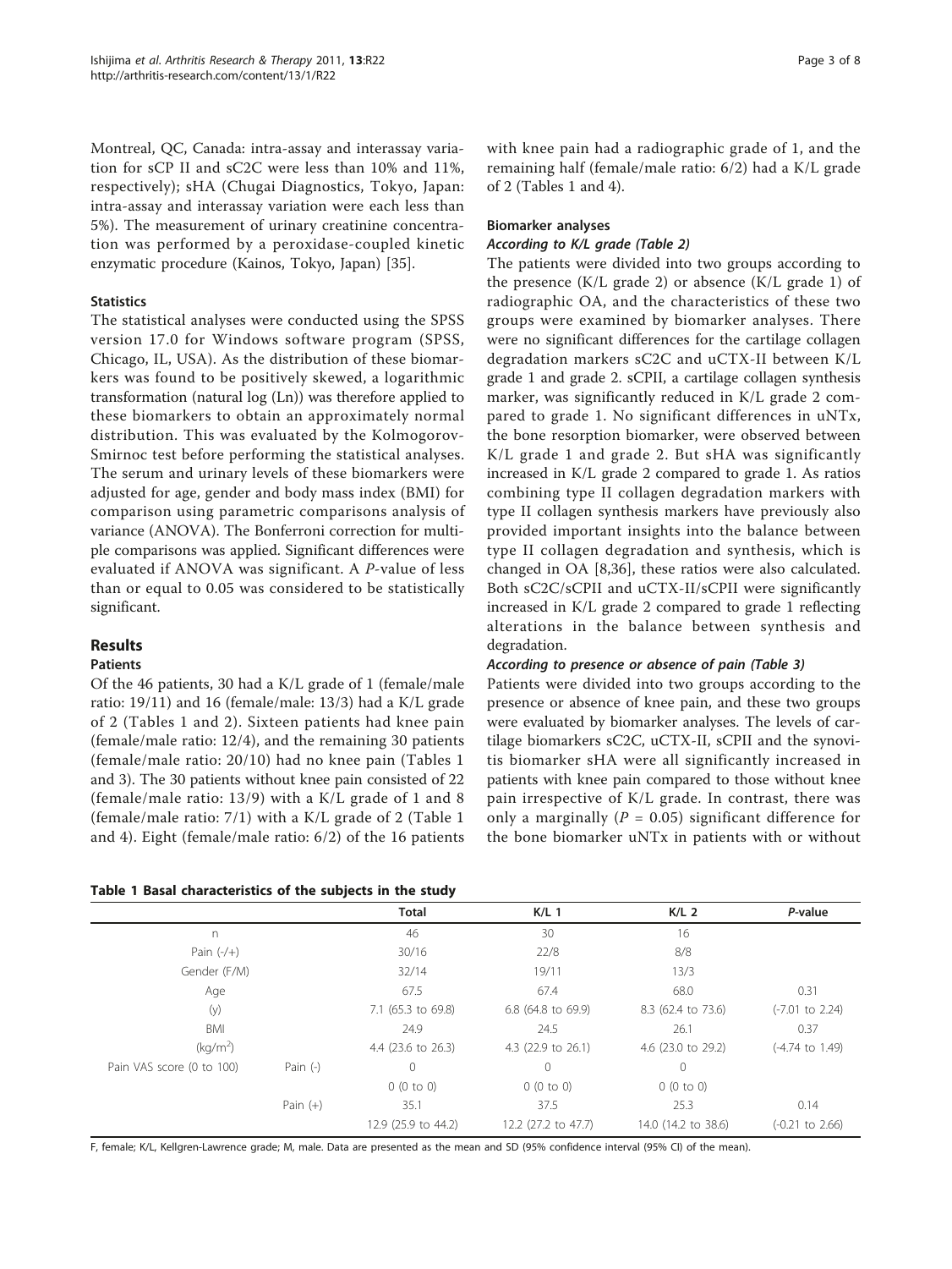Montreal, QC, Canada: intra-assay and interassay variation for sCP II and sC2C were less than 10% and 11%, respectively); sHA (Chugai Diagnostics, Tokyo, Japan: intra-assay and interassay variation were each less than 5%). The measurement of urinary creatinine concentration was performed by a peroxidase-coupled kinetic enzymatic procedure (Kainos, Tokyo, Japan) [35].

### Statistics

The statistical analyses were conducted using the SPSS version 17.0 for Windows software program (SPSS, Chicago, IL, USA). As the distribution of these biomarkers was found to be positively skewed, a logarithmic transformation (natural log (Ln)) was therefore applied to these biomarkers to obtain an approximately normal distribution. This was evaluated by the Kolmogorov-Smirnoc test before performing the statistical analyses. The serum and urinary levels of these biomarkers were adjusted for age, gender and body mass index (BMI) for comparison using parametric comparisons analysis of variance (ANOVA). The Bonferroni correction for multiple comparisons was applied. Significant differences were evaluated if ANOVA was significant. A *P*-value of less than or equal to 0.05 was considered to be statistically significant.

## Results

### Patients

Of the 46 patients, 30 had a K/L grade of 1 (female/male ratio: 19/11) and 16 (female/male: 13/3) had a K/L grade of 2 (Tables 1 and 2). Sixteen patients had knee pain (female/male ratio: 12/4), and the remaining 30 patients (female/male ratio: 20/10) had no knee pain (Tables 1 and 3). The 30 patients without knee pain consisted of 22 (female/male ratio: 13/9) with a K/L grade of 1 and 8 (female/male ratio: 7/1) with a K/L grade of 2 (Table 1 and 4). Eight (female/male ratio: 6/2) of the 16 patients with knee pain had a radiographic grade of 1, and the remaining half (female/male ratio: 6/2) had a K/L grade of 2 (Tables 1 and 4).

### Biomarker analyses

#### *According to K/L grade (Table 2)*

The patients were divided into two groups according to the presence (K/L grade 2) or absence (K/L grade 1) of radiographic OA, and the characteristics of these two groups were examined by biomarker analyses. There were no significant differences for the cartilage collagen degradation markers sC2C and uCTX-II between K/L grade 1 and grade 2. sCPII, a cartilage collagen synthesis marker, was significantly reduced in K/L grade 2 compared to grade 1. No significant differences in uNTx, the bone resorption biomarker, were observed between K/L grade 1 and grade 2. But sHA was significantly increased in K/L grade 2 compared to grade 1. As ratios combining type II collagen degradation markers with type II collagen synthesis markers have previously also provided important insights into the balance between type II collagen degradation and synthesis, which is changed in OA [8,36], these ratios were also calculated. Both sC2C/sCPII and uCTX-II/sCPII were significantly increased in K/L grade 2 compared to grade 1 reflecting alterations in the balance between synthesis and degradation.

#### *According to presence or absence of pain (Table 3)*

Patients were divided into two groups according to the presence or absence of knee pain, and these two groups were evaluated by biomarker analyses. The levels of cartilage biomarkers sC2C, uCTX-II, sCPII and the synovitis biomarker sHA were all significantly increased in patients with knee pain compared to those without knee pain irrespective of K/L grade. In contrast, there was only a marginally ($P = 0.05$) significant difference for the bone biomarker uNTx in patients with or without

**Table 1 Basal characteristics of the subjects in the study**

| | | Total | K/L 1 | K/L 2 | *P*-value |
|---|---|---|---|---|---|
| n | | 46 | 30 | 16 | |
| Pain (-/+) | | 30/16 | 22/8 | 8/8 | |
| Gender (F/M) | | 32/14 | 19/11 | 13/3 | |
| Age | | 67.5 | 67.4 | 68.0 | 0.31 |
| (y) | | 7.1 (65.3 to 69.8) | 6.8 (64.8 to 69.9) | 8.3 (62.4 to 73.6) | (-7.01 to 2.24) |
| BMI | | 24.9 | 24.5 | 26.1 | 0.37 |
| (kg/m$^2$) | | 4.4 (23.6 to 26.3) | 4.3 (22.9 to 26.1) | 4.6 (23.0 to 29.2) | (-4.74 to 1.49) |
| Pain VAS score (0 to 100) | Pain (-) | 0 | 0 | 0 | |
| | | 0 (0 to 0) | 0 (0 to 0) | 0 (0 to 0) | |
| | Pain (+) | 35.1 | 37.5 | 25.3 | 0.14 |
| | | 12.9 (25.9 to 44.2) | 12.2 (27.2 to 47.7) | 14.0 (14.2 to 38.6) | (-0.21 to 2.66) |

F, female; K/L, Kellgren-Lawrence grade; M, male. Data are presented as the mean and SD (95% confidence interval (95% CI) of the mean).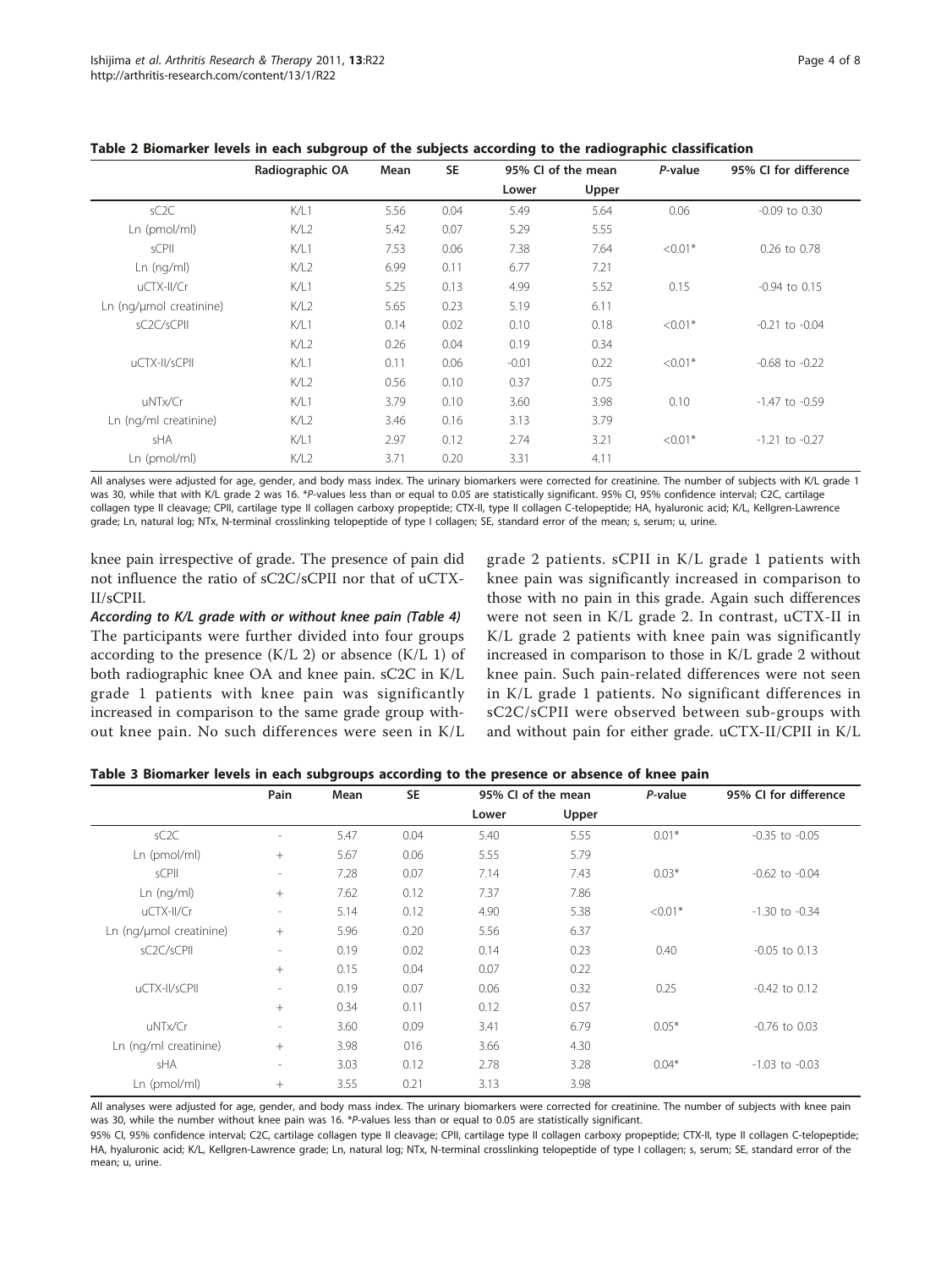**Table 2 Biomarker levels in each subgroup of the subjects according to the radiographic classification**

| | Radiographic OA | Mean | SE | 95% CI of the mean | | P-value | 95% CI for difference |
|---|---|---|---|---|---|---|---|
| | | | | Lower | Upper | | |
| sC2C | K/L1 | 5.56 | 0.04 | 5.49 | 5.64 | 0.06 | -0.09 to 0.30 |
| Ln (pmol/ml) | K/L2 | 5.42 | 0.07 | 5.29 | 5.55 | | |
| sCPII | K/L1 | 7.53 | 0.06 | 7.38 | 7.64 | <0.01* | 0.26 to 0.78 |
| Ln (ng/ml) | K/L2 | 6.99 | 0.11 | 6.77 | 7.21 | | |
| uCTX-II/Cr | K/L1 | 5.25 | 0.13 | 4.99 | 5.52 | 0.15 | -0.94 to 0.15 |
| Ln (ng/μmol creatinine) | K/L2 | 5.65 | 0.23 | 5.19 | 6.11 | | |
| sC2C/sCPII | K/L1 | 0.14 | 0.02 | 0.10 | 0.18 | <0.01* | -0.21 to -0.04 |
| | K/L2 | 0.26 | 0.04 | 0.19 | 0.34 | | |
| uCTX-II/sCPII | K/L1 | 0.11 | 0.06 | -0.01 | 0.22 | <0.01* | -0.68 to -0.22 |
| | K/L2 | 0.56 | 0.10 | 0.37 | 0.75 | | |
| uNTx/Cr | K/L1 | 3.79 | 0.10 | 3.60 | 3.98 | 0.10 | -1.47 to -0.59 |
| Ln (ng/ml creatinine) | K/L2 | 3.46 | 0.16 | 3.13 | 3.79 | | |
| sHA | K/L1 | 2.97 | 0.12 | 2.74 | 3.21 | <0.01* | -1.21 to -0.27 |
| Ln (pmol/ml) | K/L2 | 3.71 | 0.20 | 3.31 | 4.11 | | |

All analyses were adjusted for age, gender, and body mass index. The urinary biomarkers were corrected for creatinine. The number of subjects with K/L grade 1 was 30, while that with K/L grade 2 was 16. *P-values less than or equal to 0.05 are statistically significant. 95% CI, 95% confidence interval; C2C, cartilage collagen type II cleavage; CPII, cartilage type II collagen carboxy propeptide; CTX-II, type II collagen C-telopeptide; HA, hyaluronic acid; K/L, Kellgren-Lawrence grade; Ln, natural log; NTx, N-terminal crosslinking telopeptide of type I collagen; SE, standard error of the mean; s, serum; u, urine.

knee pain irrespective of grade. The presence of pain did not influence the ratio of sC2C/sCPII nor that of uCTX-II/sCPII.

***According to K/L grade with or without knee pain (Table 4)***

The participants were further divided into four groups according to the presence (K/L 2) or absence (K/L 1) of both radiographic knee OA and knee pain. sC2C in K/L grade 1 patients with knee pain was significantly increased in comparison to the same grade group without knee pain. No such differences were seen in K/L grade 2 patients. sCPII in K/L grade 1 patients with knee pain was significantly increased in comparison to those with no pain in this grade. Again such differences were not seen in K/L grade 2. In contrast, uCTX-II in K/L grade 2 patients with knee pain was significantly increased in comparison to those in K/L grade 2 without knee pain. Such pain-related differences were not seen in K/L grade 1 patients. No significant differences in sC2C/sCPII were observed between sub-groups with and without pain for either grade. uCTX-II/CPII in K/L

**Table 3 Biomarker levels in each subgroups according to the presence or absence of knee pain**

| | Pain | Mean | SE | 95% CI of the mean | | P-value | 95% CI for difference |
|---|---|---|---|---|---|---|---|
| | | | | Lower | Upper | | |
| sC2C | - | 5.47 | 0.04 | 5.40 | 5.55 | 0.01* | -0.35 to -0.05 |
| Ln (pmol/ml) | + | 5.67 | 0.06 | 5.55 | 5.79 | | |
| sCPII | - | 7.28 | 0.07 | 7.14 | 7.43 | 0.03* | -0.62 to -0.04 |
| Ln (ng/ml) | + | 7.62 | 0.12 | 7.37 | 7.86 | | |
| uCTX-II/Cr | - | 5.14 | 0.12 | 4.90 | 5.38 | <0.01* | -1.30 to -0.34 |
| Ln (ng/μmol creatinine) | + | 5.96 | 0.20 | 5.56 | 6.37 | | |
| sC2C/sCPII | - | 0.19 | 0.02 | 0.14 | 0.23 | 0.40 | -0.05 to 0.13 |
| | + | 0.15 | 0.04 | 0.07 | 0.22 | | |
| uCTX-II/sCPII | - | 0.19 | 0.07 | 0.06 | 0.32 | 0.25 | -0.42 to 0.12 |
| | + | 0.34 | 0.11 | 0.12 | 0.57 | | |
| uNTx/Cr | - | 3.60 | 0.09 | 3.41 | 6.79 | 0.05* | -0.76 to 0.03 |
| Ln (ng/ml creatinine) | + | 3.98 | 016 | 3.66 | 4.30 | | |
| sHA | - | 3.03 | 0.12 | 2.78 | 3.28 | 0.04* | -1.03 to -0.03 |
| Ln (pmol/ml) | + | 3.55 | 0.21 | 3.13 | 3.98 | | |

All analyses were adjusted for age, gender, and body mass index. The urinary biomarkers were corrected for creatinine. The number of subjects with knee pain was 30, while the number without knee pain was 16. *P-values less than or equal to 0.05 are statistically significant.

95% CI, 95% confidence interval; C2C, cartilage collagen type II cleavage; CPII, cartilage type II collagen carboxy propeptide; CTX-II, type II collagen C-telopeptide; HA, hyaluronic acid; K/L, Kellgren-Lawrence grade; Ln, natural log; NTx, N-terminal crosslinking telopeptide of type I collagen; s, serum; SE, standard error of the mean; u, urine.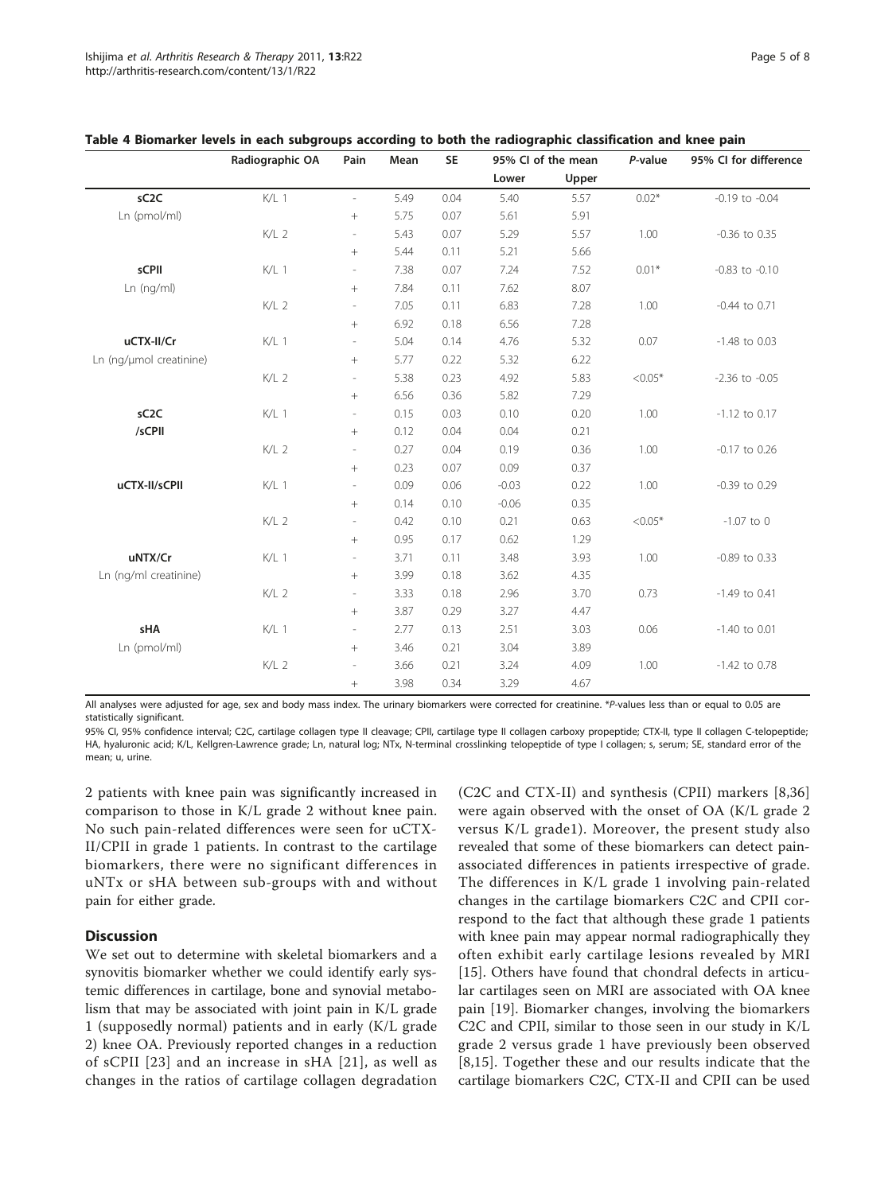**Table 4 Biomarker levels in each subgroups according to both the radiographic classification and knee pain**

| | Radiographic OA | Pain | Mean | SE | 95% CI of the mean | | *P*-value | 95% CI for difference |
|---|---|---|---|---|---|---|---|---|
| | | | | | Lower | Upper | | |
| **sC2C** | K/L 1 | - | 5.49 | 0.04 | 5.40 | 5.57 | 0.02* | -0.19 to -0.04 |
| Ln (pmol/ml) | | + | 5.75 | 0.07 | 5.61 | 5.91 | | |
| | K/L 2 | - | 5.43 | 0.07 | 5.29 | 5.57 | 1.00 | -0.36 to 0.35 |
| | | + | 5.44 | 0.11 | 5.21 | 5.66 | | |
| **sCPII** | K/L 1 | - | 7.38 | 0.07 | 7.24 | 7.52 | 0.01* | -0.83 to -0.10 |
| Ln (ng/ml) | | + | 7.84 | 0.11 | 7.62 | 8.07 | | |
| | K/L 2 | - | 7.05 | 0.11 | 6.83 | 7.28 | 1.00 | -0.44 to 0.71 |
| | | + | 6.92 | 0.18 | 6.56 | 7.28 | | |
| **uCTX-II/Cr** | K/L 1 | - | 5.04 | 0.14 | 4.76 | 5.32 | 0.07 | -1.48 to 0.03 |
| Ln (ng/μmol creatinine) | | + | 5.77 | 0.22 | 5.32 | 6.22 | | |
| | K/L 2 | - | 5.38 | 0.23 | 4.92 | 5.83 | <0.05* | -2.36 to -0.05 |
| | | + | 6.56 | 0.36 | 5.82 | 7.29 | | |
| **sC2C /sCPII** | K/L 1 | - | 0.15 | 0.03 | 0.10 | 0.20 | 1.00 | -1.12 to 0.17 |
| | | + | 0.12 | 0.04 | 0.04 | 0.21 | | |
| | K/L 2 | - | 0.27 | 0.04 | 0.19 | 0.36 | 1.00 | -0.17 to 0.26 |
| | | + | 0.23 | 0.07 | 0.09 | 0.37 | | |
| **uCTX-II/sCPII** | K/L 1 | - | 0.09 | 0.06 | -0.03 | 0.22 | 1.00 | -0.39 to 0.29 |
| | | + | 0.14 | 0.10 | -0.06 | 0.35 | | |
| | K/L 2 | - | 0.42 | 0.10 | 0.21 | 0.63 | <0.05* | -1.07 to 0 |
| | | + | 0.95 | 0.17 | 0.62 | 1.29 | | |
| **uNTX/Cr** | K/L 1 | - | 3.71 | 0.11 | 3.48 | 3.93 | 1.00 | -0.89 to 0.33 |
| Ln (ng/ml creatinine) | | + | 3.99 | 0.18 | 3.62 | 4.35 | | |
| | K/L 2 | - | 3.33 | 0.18 | 2.96 | 3.70 | 0.73 | -1.49 to 0.41 |
| | | + | 3.87 | 0.29 | 3.27 | 4.47 | | |
| **sHA** | K/L 1 | - | 2.77 | 0.13 | 2.51 | 3.03 | 0.06 | -1.40 to 0.01 |
| Ln (pmol/ml) | | + | 3.46 | 0.21 | 3.04 | 3.89 | | |
| | K/L 2 | - | 3.66 | 0.21 | 3.24 | 4.09 | 1.00 | -1.42 to 0.78 |
| | | + | 3.98 | 0.34 | 3.29 | 4.67 | | |

All analyses were adjusted for age, sex and body mass index. The urinary biomarkers were corrected for creatinine. **P*-values less than or equal to 0.05 are statistically significant.

95% CI, 95% confidence interval; C2C, cartilage collagen type II cleavage; CPII, cartilage type II collagen carboxy propeptide; CTX-II, type II collagen C-telopeptide; HA, hyaluronic acid; K/L, Kellgren-Lawrence grade; Ln, natural log; NTx, N-terminal crosslinking telopeptide of type I collagen; s, serum; SE, standard error of the mean; u, urine.

2 patients with knee pain was significantly increased in comparison to those in K/L grade 2 without knee pain. No such pain-related differences were seen for uCTX-II/CPII in grade 1 patients. In contrast to the cartilage biomarkers, there were no significant differences in uNTx or sHA between sub-groups with and without pain for either grade.

## Discussion

We set out to determine with skeletal biomarkers and a synovitis biomarker whether we could identify early systemic differences in cartilage, bone and synovial metabolism that may be associated with joint pain in K/L grade 1 (supposedly normal) patients and in early (K/L grade 2) knee OA. Previously reported changes in a reduction of sCPII [23] and an increase in sHA [21], as well as changes in the ratios of cartilage collagen degradation (C2C and CTX-II) and synthesis (CPII) markers [8,36] were again observed with the onset of OA (K/L grade 2 versus K/L grade1). Moreover, the present study also revealed that some of these biomarkers can detect pain-associated differences in patients irrespective of grade. The differences in K/L grade 1 involving pain-related changes in the cartilage biomarkers C2C and CPII correspond to the fact that although these grade 1 patients with knee pain may appear normal radiographically they often exhibit early cartilage lesions revealed by MRI [15]. Others have found that chondral defects in articular cartilages seen on MRI are associated with OA knee pain [19]. Biomarker changes, involving the biomarkers C2C and CPII, similar to those seen in our study in K/L grade 2 versus grade 1 have previously been observed [8,15]. Together these and our results indicate that the cartilage biomarkers C2C, CTX-II and CPII can be used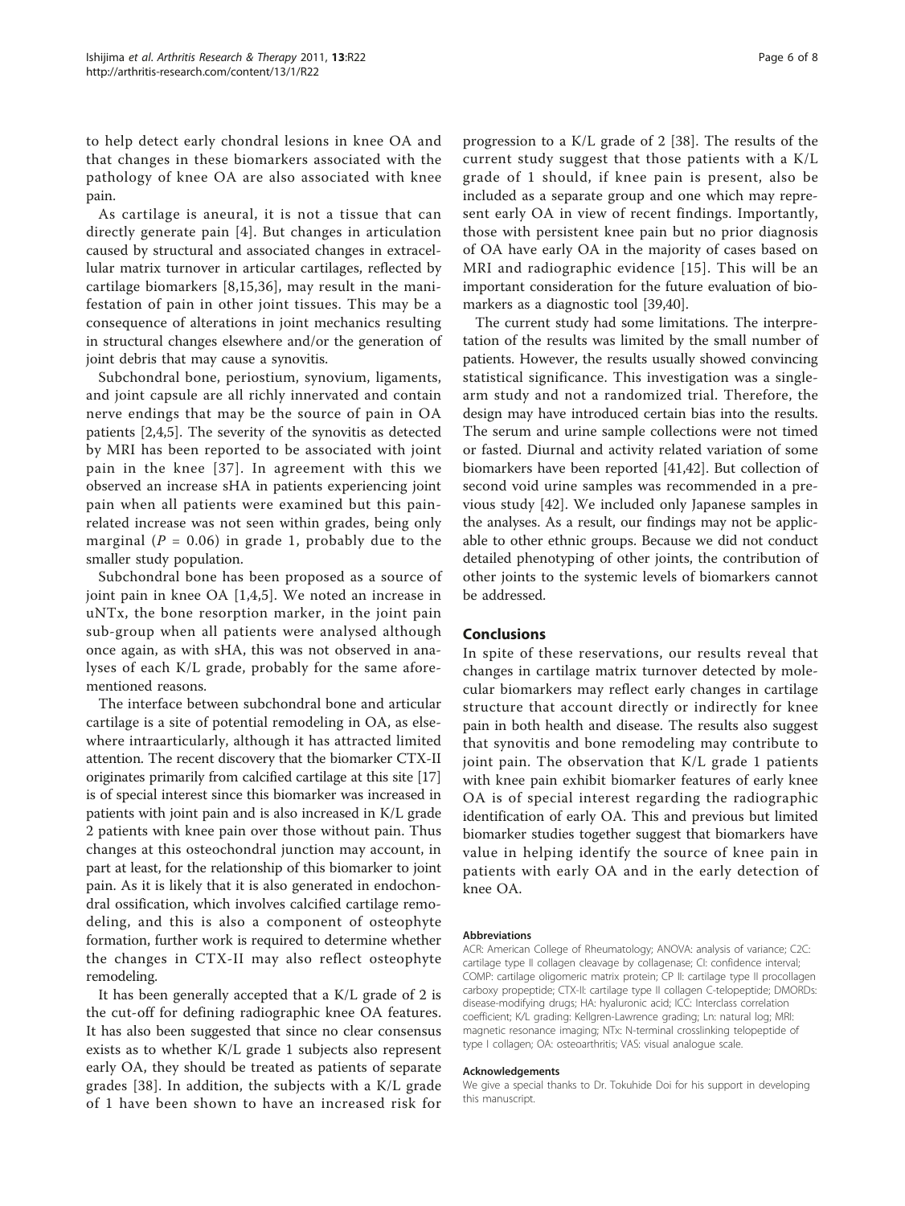to help detect early chondral lesions in knee OA and that changes in these biomarkers associated with the pathology of knee OA are also associated with knee pain.

As cartilage is aneural, it is not a tissue that can directly generate pain [4]. But changes in articulation caused by structural and associated changes in extracellular matrix turnover in articular cartilages, reflected by cartilage biomarkers [8,15,36], may result in the manifestation of pain in other joint tissues. This may be a consequence of alterations in joint mechanics resulting in structural changes elsewhere and/or the generation of joint debris that may cause a synovitis.

Subchondral bone, periostium, synovium, ligaments, and joint capsule are all richly innervated and contain nerve endings that may be the source of pain in OA patients [2,4,5]. The severity of the synovitis as detected by MRI has been reported to be associated with joint pain in the knee [37]. In agreement with this we observed an increase sHA in patients experiencing joint pain when all patients were examined but this pain-related increase was not seen within grades, being only marginal ($P = 0.06$) in grade 1, probably due to the smaller study population.

Subchondral bone has been proposed as a source of joint pain in knee OA [1,4,5]. We noted an increase in uNTx, the bone resorption marker, in the joint pain sub-group when all patients were analysed although once again, as with sHA, this was not observed in analyses of each K/L grade, probably for the same aforementioned reasons.

The interface between subchondral bone and articular cartilage is a site of potential remodeling in OA, as elsewhere intraarticularly, although it has attracted limited attention. The recent discovery that the biomarker CTX-II originates primarily from calcified cartilage at this site [17] is of special interest since this biomarker was increased in patients with joint pain and is also increased in K/L grade 2 patients with knee pain over those without pain. Thus changes at this osteochondral junction may account, in part at least, for the relationship of this biomarker to joint pain. As it is likely that it is also generated in endochondral ossification, which involves calcified cartilage remodeling, and this is also a component of osteophyte formation, further work is required to determine whether the changes in CTX-II may also reflect osteophyte remodeling.

It has been generally accepted that a K/L grade of 2 is the cut-off for defining radiographic knee OA features. It has also been suggested that since no clear consensus exists as to whether K/L grade 1 subjects also represent early OA, they should be treated as patients of separate grades [38]. In addition, the subjects with a K/L grade of 1 have been shown to have an increased risk for progression to a K/L grade of 2 [38]. The results of the current study suggest that those patients with a K/L grade of 1 should, if knee pain is present, also be included as a separate group and one which may represent early OA in view of recent findings. Importantly, those with persistent knee pain but no prior diagnosis of OA have early OA in the majority of cases based on MRI and radiographic evidence [15]. This will be an important consideration for the future evaluation of biomarkers as a diagnostic tool [39,40].

The current study had some limitations. The interpretation of the results was limited by the small number of patients. However, the results usually showed convincing statistical significance. This investigation was a single-arm study and not a randomized trial. Therefore, the design may have introduced certain bias into the results. The serum and urine sample collections were not timed or fasted. Diurnal and activity related variation of some biomarkers have been reported [41,42]. But collection of second void urine samples was recommended in a previous study [42]. We included only Japanese samples in the analyses. As a result, our findings may not be applicable to other ethnic groups. Because we did not conduct detailed phenotyping of other joints, the contribution of other joints to the systemic levels of biomarkers cannot be addressed.

## Conclusions

In spite of these reservations, our results reveal that changes in cartilage matrix turnover detected by molecular biomarkers may reflect early changes in cartilage structure that account directly or indirectly for knee pain in both health and disease. The results also suggest that synovitis and bone remodeling may contribute to joint pain. The observation that K/L grade 1 patients with knee pain exhibit biomarker features of early knee OA is of special interest regarding the radiographic identification of early OA. This and previous but limited biomarker studies together suggest that biomarkers have value in helping identify the source of knee pain in patients with early OA and in the early detection of knee OA.

#### Abbreviations

ACR: American College of Rheumatology; ANOVA: analysis of variance; C2C: cartilage type II collagen cleavage by collagenase; CI: confidence interval; COMP: cartilage oligomeric matrix protein; CP II: cartilage type II procollagen carboxy propeptide; CTX-II: cartilage type II collagen C-telopeptide; DMORDs: disease-modifying drugs; HA: hyaluronic acid; ICC: Interclass correlation coefficient; K/L grading: Kellgren-Lawrence grading; Ln: natural log; MRI: magnetic resonance imaging; NTx: N-terminal crosslinking telopeptide of type I collagen; OA: osteoarthritis; VAS: visual analogue scale.

#### Acknowledgements

We give a special thanks to Dr. Tokuhide Doi for his support in developing this manuscript.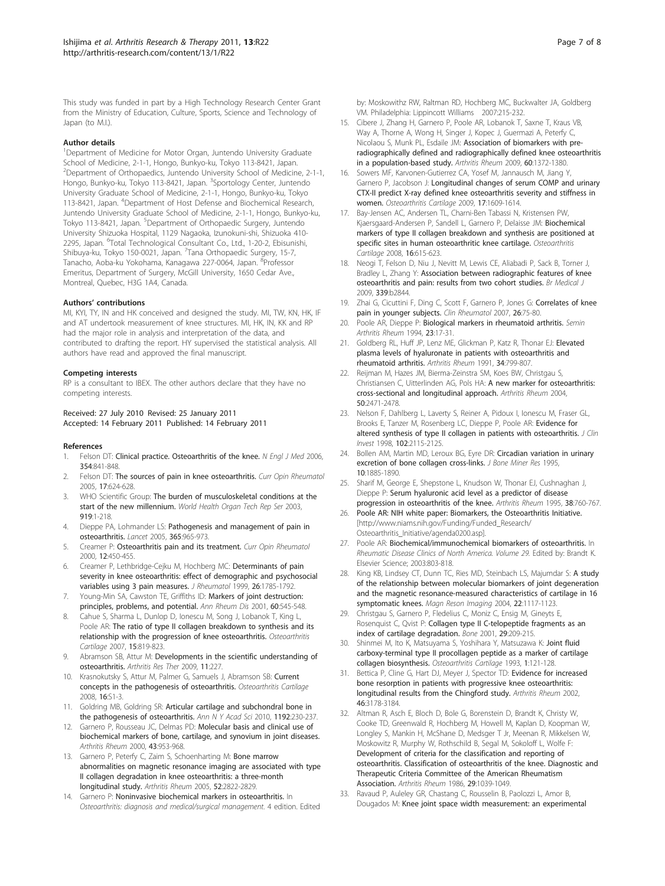This study was funded in part by a High Technology Research Center Grant from the Ministry of Education, Culture, Sports, Science and Technology of Japan (to M.I.).

### Author details

[1]Department of Medicine for Motor Organ, Juntendo University Graduate School of Medicine, 2-1-1, Hongo, Bunkyo-ku, Tokyo 113-8421, Japan. [2]Department of Orthopaedics, Juntendo University School of Medicine, 2-1-1, Hongo, Bunkyo-ku, Tokyo 113-8421, Japan. [3]Sportology Center, Juntendo University Graduate School of Medicine, 2-1-1, Hongo, Bunkyo-ku, Tokyo 113-8421, Japan. [4]Department of Host Defense and Biochemical Research, Juntendo University Graduate School of Medicine, 2-1-1, Hongo, Bunkyo-ku, Tokyo 113-8421, Japan. [5]Department of Orthopaedic Surgery, Juntendo University Shizuoka Hospital, 1129 Nagaoka, Izunokuni-shi, Shizuoka 410-2295, Japan. [6]Total Technological Consultant Co., Ltd., 1-20-2, Ebisunishi, Shibuya-ku, Tokyo 150-0021, Japan. [7]Tana Orthopaedic Surgery, 15-7, Tanacho, Aoba-ku Yokohama, Kanagawa 227-0064, Japan. [8]Professor Emeritus, Department of Surgery, McGill University, 1650 Cedar Ave., Montreal, Quebec, H3G 1A4, Canada.

### Authors' contributions

MI, KYI, TY, IN and HK conceived and designed the study. MI, TW, KN, HK, IF and AT undertook measurement of knee structures. MI, HK, IN, KK and RP had the major role in analysis and interpretation of the data, and contributed to drafting the report. HY supervised the statistical analysis. All authors have read and approved the final manuscript.

### Competing interests

RP is a consultant to IBEX. The other authors declare that they have no competing interests.

Received: 27 July 2010 Revised: 25 January 2011
Accepted: 14 February 2011 Published: 14 February 2011

### References

1. Felson DT: **Clinical practice. Osteoarthritis of the knee.** *N Engl J Med* 2006, **354**:841-848.
2. Felson DT: **The sources of pain in knee osteoarthritis.** *Curr Opin Rheumatol* 2005, **17**:624-628.
3. WHO Scientific Group: **The burden of musculoskeletal conditions at the start of the new millennium.** *World Health Organ Tech Rep Ser* 2003, **919**:1-218.
4. Dieppe PA, Lohmander LS: **Pathogenesis and management of pain in osteoarthritis.** *Lancet* 2005, **365**:965-973.
5. Creamer P: **Osteoarthritis pain and its treatment.** *Curr Opin Rheumatol* 2000, **12**:450-455.
6. Creamer P, Lethbridge-Cejku M, Hochberg MC: **Determinants of pain severity in knee osteoarthritis: effect of demographic and psychosocial variables using 3 pain measures.** *J Rheumatol* 1999, **26**:1785-1792.
7. Young-Min SA, Cawston TE, Griffiths ID: **Markers of joint destruction: principles, problems, and potential.** *Ann Rheum Dis* 2001, **60**:545-548.
8. Cahue S, Sharma L, Dunlop D, Ionescu M, Song J, Lobanok T, King L, Poole AR: **The ratio of type II collagen breakdown to synthesis and its relationship with the progression of knee osteoarthritis.** *Osteoarthritis Cartilage* 2007, **15**:819-823.
9. Abramson SB, Attur M: **Developments in the scientific understanding of osteoarthritis.** *Arthritis Res Ther* 2009, **11**:227.
10. Krasnokutsky S, Attur M, Palmer G, Samuels J, Abramson SB: **Current concepts in the pathogenesis of osteoarthritis.** *Osteoarthritis Cartilage* 2008, **16**:S1-3.
11. Goldring MB, Goldring SR: **Articular cartilage and subchondral bone in the pathogenesis of osteoarthritis.** *Ann N Y Acad Sci* 2010, **1192**:230-237.
12. Garnero P, Rousseau JC, Delmas PD: **Molecular basis and clinical use of biochemical markers of bone, cartilage, and synovium in joint diseases.** *Arthritis Rheum* 2000, **43**:953-968.
13. Garnero P, Peterfy C, Zaim S, Schoenharting M: **Bone marrow abnormalities on magnetic resonance imaging are associated with type II collagen degradation in knee osteoarthritis: a three-month longitudinal study.** *Arthritis Rheum* 2005, **52**:2822-2829.
14. Garnero P: **Noninvasive biochemical markers in osteoarthritis.** In *Osteoarthritis: diagnosis and medical/surgical management.* 4 edition. Edited by: Moskowithz RW, Raltman RD, Hochberg MC, Buckwalter JA, Goldberg VM. Philadelphia: Lippincott Williams 2007:215-232.
15. Cibere J, Zhang H, Garnero P, Poole AR, Lobanok T, Saxne T, Kraus VB, Way A, Thorne A, Wong H, Singer J, Kopec J, Guermazi A, Peterfy C, Nicolaou S, Munk PL, Esdaile JM: **Association of biomarkers with pre-radiographically defined and radiographically defined knee osteoarthritis in a population-based study.** *Arthritis Rheum* 2009, **60**:1372-1380.
16. Sowers MF, Karvonen-Gutierrez CA, Yosef M, Jannausch M, Jiang Y, Garnero P, Jacobson J: **Longitudinal changes of serum COMP and urinary CTX-II predict X-ray defined knee osteoarthritis severity and stiffness in women.** *Osteoarthritis Cartilage* 2009, **17**:1609-1614.
17. Bay-Jensen AC, Andersen TL, Charni-Ben Tabassi N, Kristensen PW, Kjaersgaard-Andersen P, Sandell L, Garnero P, Delaisse JM: **Biochemical markers of type II collagen breakdown and synthesis are positioned at specific sites in human osteoarthritic knee cartilage.** *Osteoarthritis Cartilage* 2008, **16**:615-623.
18. Neogi T, Felson D, Niu J, Nevitt M, Lewis CE, Aliabadi P, Sack B, Torner J, Bradley L, Zhang Y: **Association between radiographic features of knee osteoarthritis and pain: results from two cohort studies.** *Br Medical J* 2009, **339**:b2844.
19. Zhai G, Cicuttini F, Ding C, Scott F, Garnero P, Jones G: **Correlates of knee pain in younger subjects.** *Clin Rheumatol* 2007, **26**:75-80.
20. Poole AR, Dieppe P: **Biological markers in rheumatoid arthritis.** *Semin Arthritis Rheum* 1994, **23**:17-31.
21. Goldberg RL, Huff JP, Lenz ME, Glickman P, Katz R, Thonar EJ: **Elevated plasma levels of hyaluronate in patients with osteoarthritis and rheumatoid arthritis.** *Arthritis Rheum* 1991, **34**:799-807.
22. Reijman M, Hazes JM, Bierma-Zeinstra SM, Koes BW, Christgau S, Christiansen C, Uitterlinden AG, Pols HA: **A new marker for osteoarthritis: cross-sectional and longitudinal approach.** *Arthritis Rheum* 2004, **50**:2471-2478.
23. Nelson F, Dahlberg L, Laverty S, Reiner A, Pidoux I, Ionescu M, Fraser GL, Brooks E, Tanzer M, Rosenberg LC, Dieppe P, Poole AR: **Evidence for altered synthesis of type II collagen in patients with osteoarthritis.** *J Clin Invest* 1998, **102**:2115-2125.
24. Bollen AM, Martin MD, Leroux BG, Eyre DR: **Circadian variation in urinary excretion of bone collagen cross-links.** *J Bone Miner Res* 1995, **10**:1885-1890.
25. Sharif M, George E, Shepstone L, Knudson W, Thonar EJ, Cushnaghan J, Dieppe P: **Serum hyaluronic acid level as a predictor of disease progression in osteoarthritis of the knee.** *Arthritis Rheum* 1995, **38**:760-767.
26. Poole AR: **NIH white paper: Biomarkers, the Osteoarthritis Initiative.** [http://www.niams.nih.gov/Funding/Funded_Research/Osteoarthritis_Initiative/agenda0200.asp].
27. Poole AR: **Biochemical/immunochemical biomarkers of osteoarthritis.** In *Rheumatic Disease Clinics of North America. Volume 29.* Edited by: Brandt K. Elsevier Science; 2003:803-818.
28. King KB, Lindsey CT, Dunn TC, Ries MD, Steinbach LS, Majumdar S: **A study of the relationship between molecular biomarkers of joint degeneration and the magnetic resonance-measured characteristics of cartilage in 16 symptomatic knees.** *Magn Reson Imaging* 2004, **22**:1117-1123.
29. Christgau S, Garnero P, Fledelius C, Moniz C, Ensig M, Gineyts E, Rosenquist C, Qvist P: **Collagen type II C-telopeptide fragments as an index of cartilage degradation.** *Bone* 2001, **29**:209-215.
30. Shinmei M, Ito K, Matsuyama S, Yoshihara Y, Matsuzawa K: **Joint fluid carboxy-terminal type II procollagen peptide as a marker of cartilage collagen biosynthesis.** *Osteoarthritis Cartilage* 1993, **1**:121-128.
31. Bettica P, Cline G, Hart DJ, Meyer J, Spector TD: **Evidence for increased bone resorption in patients with progressive knee osteoarthritis: longitudinal results from the Chingford study.** *Arthritis Rheum* 2002, **46**:3178-3184.
32. Altman R, Asch E, Bloch D, Bole G, Borenstein D, Brandt K, Christy W, Cooke TD, Greenwald R, Hochberg M, Howell M, Kaplan D, Koopman W, Longley S, Mankin H, McShane D, Medsger T Jr, Meenan R, Mikkelsen W, Moskowitz R, Murphy W, Rothschild B, Segal M, Sokoloff L, Wolfe F: **Development of criteria for the classification and reporting of osteoarthritis. Classification of osteoarthritis of the knee. Diagnostic and Therapeutic Criteria Committee of the American Rheumatism Association.** *Arthritis Rheum* 1986, **29**:1039-1049.
33. Ravaud P, Auleley GR, Chastang C, Rousselin B, Paolozzi L, Amor B, Dougados M: **Knee joint space width measurement: an experimental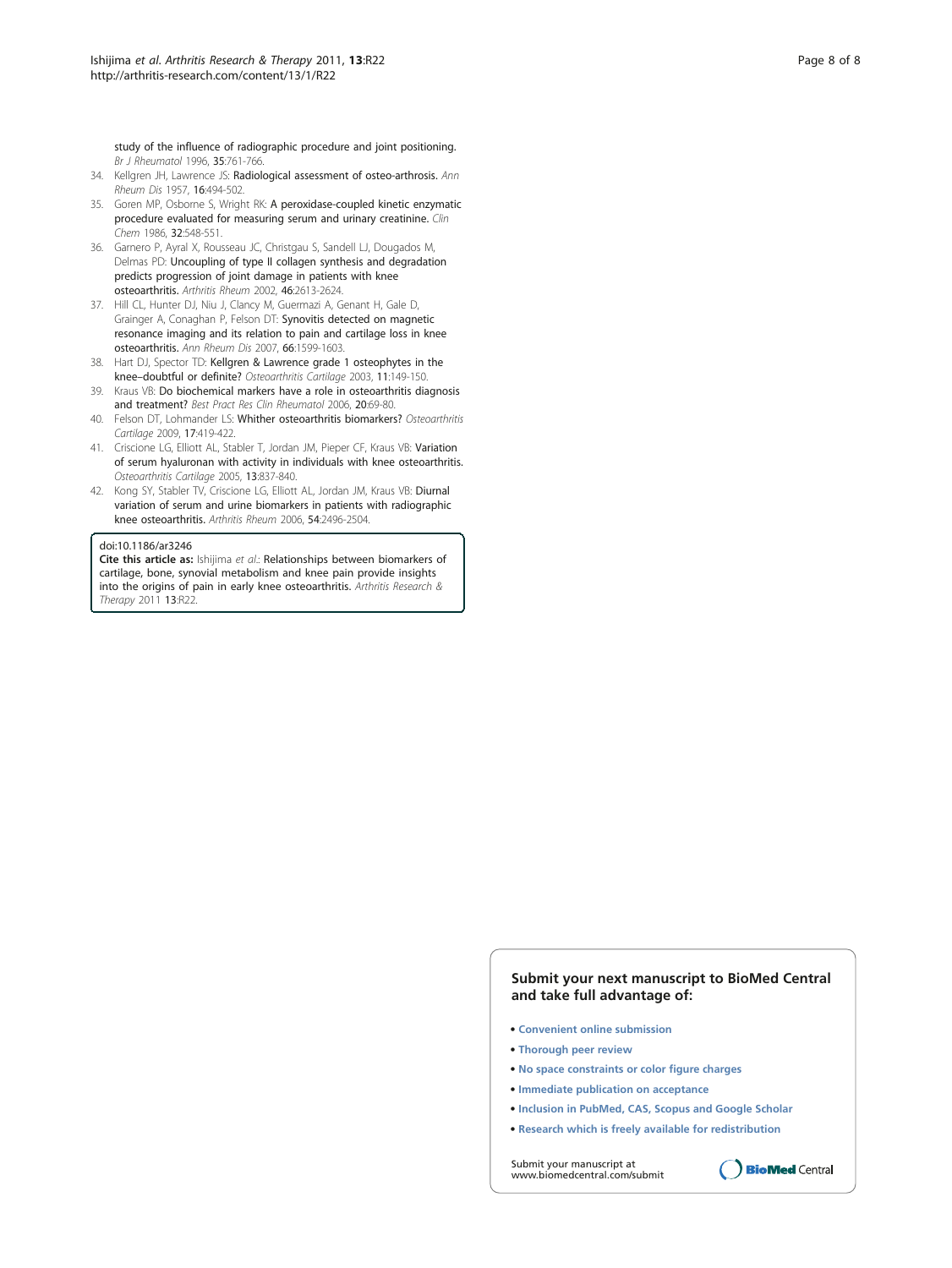study of the influence of radiographic procedure and joint positioning. *Br J Rheumatol* 1996, **35**:761-766.

34. Kellgren JH, Lawrence JS: Radiological assessment of osteo-arthrosis. *Ann Rheum Dis* 1957, **16**:494-502.
35. Goren MP, Osborne S, Wright RK: A peroxidase-coupled kinetic enzymatic procedure evaluated for measuring serum and urinary creatinine. *Clin Chem* 1986, **32**:548-551.
36. Garnero P, Ayral X, Rousseau JC, Christgau S, Sandell LJ, Dougados M, Delmas PD: Uncoupling of type II collagen synthesis and degradation predicts progression of joint damage in patients with knee osteoarthritis. *Arthritis Rheum* 2002, **46**:2613-2624.
37. Hill CL, Hunter DJ, Niu J, Clancy M, Guermazi A, Genant H, Gale D, Grainger A, Conaghan P, Felson DT: Synovitis detected on magnetic resonance imaging and its relation to pain and cartilage loss in knee osteoarthritis. *Ann Rheum Dis* 2007, **66**:1599-1603.
38. Hart DJ, Spector TD: Kellgren & Lawrence grade 1 osteophytes in the knee–doubtful or definite? *Osteoarthritis Cartilage* 2003, **11**:149-150.
39. Kraus VB: Do biochemical markers have a role in osteoarthritis diagnosis and treatment? *Best Pract Res Clin Rheumatol* 2006, **20**:69-80.
40. Felson DT, Lohmander LS: Whither osteoarthritis biomarkers? *Osteoarthritis Cartilage* 2009, **17**:419-422.
41. Criscione LG, Elliott AL, Stabler T, Jordan JM, Pieper CF, Kraus VB: Variation of serum hyaluronan with activity in individuals with knee osteoarthritis. *Osteoarthritis Cartilage* 2005, **13**:837-840.
42. Kong SY, Stabler TV, Criscione LG, Elliott AL, Jordan JM, Kraus VB: Diurnal variation of serum and urine biomarkers in patients with radiographic knee osteoarthritis. *Arthritis Rheum* 2006, **54**:2496-2504.

doi:10.1186/ar3246

**Cite this article as:** Ishijima *et al.*: Relationships between biomarkers of cartilage, bone, synovial metabolism and knee pain provide insights into the origins of pain in early knee osteoarthritis. *Arthritis Research & Therapy* 2011 **13**:R22.

**Submit your next manuscript to BioMed Central and take full advantage of:**

- Convenient online submission
- Thorough peer review
- No space constraints or color figure charges
- Immediate publication on acceptance
- Inclusion in PubMed, CAS, Scopus and Google Scholar
- Research which is freely available for redistribution

Submit your manuscript at
www.biomedcentral.com/submit

BioMed Central